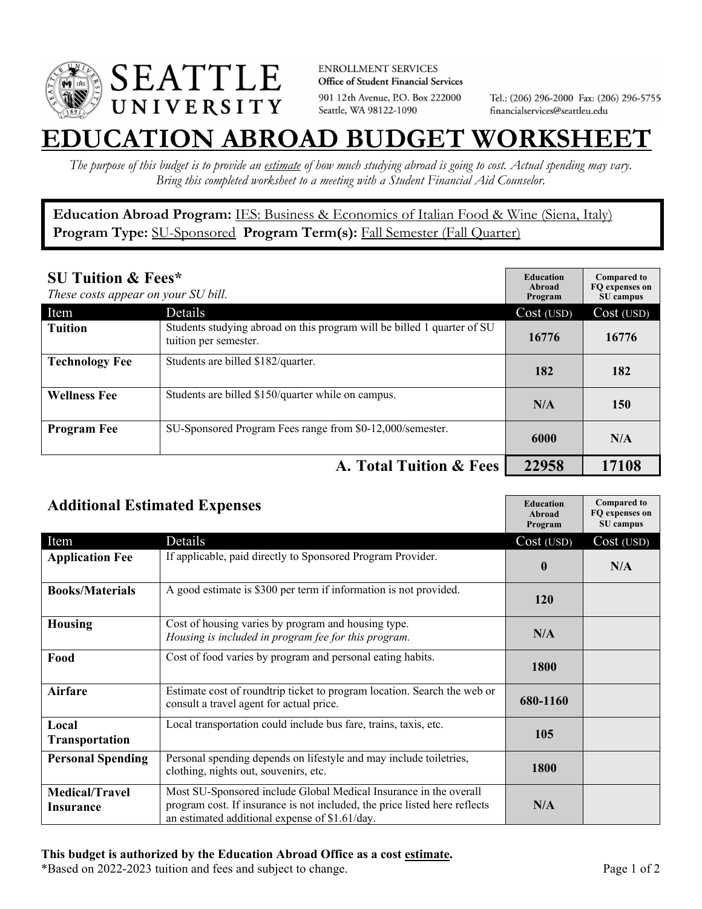SEATTLE UNIVERSITY

ENROLLMENT SERVICES
**Office of Student Financial Services**
901 12th Avenue, P.O. Box 222000
Seattle, WA 98122-1090

Tel.: (206) 296-2000 Fax: (206) 296-5755
financialservices@seattleu.edu

# EDUCATION ABROAD BUDGET WORKSHEET

*The purpose of this budget is to provide an estimate of how much studying abroad is going to cost. Actual spending may vary. Bring this completed worksheet to a meeting with a Student Financial Aid Counselor.*

**Education Abroad Program:** IES: Business & Economics of Italian Food & Wine (Siena, Italy)
**Program Type:** SU-Sponsored **Program Term(s):** Fall Semester (Fall Quarter)

## SU Tuition & Fees*

*These costs appear on your SU bill.*

| Item | Details | Education Abroad Program Cost (USD) | Compared to FQ expenses on SU campus Cost (USD) |
| --- | --- | --- | --- |
| **Tuition** | Students studying abroad on this program will be billed 1 quarter of SU tuition per semester. | 16776 | 16776 |
| **Technology Fee** | Students are billed $182/quarter. | 182 | 182 |
| **Wellness Fee** | Students are billed $150/quarter while on campus. | N/A | 150 |
| **Program Fee** | SU-Sponsored Program Fees range from $0-12,000/semester. | 6000 | N/A |
| | **A. Total Tuition & Fees** | **22958** | **17108** |

## Additional Estimated Expenses

| Item | Details | Education Abroad Program Cost (USD) | Compared to FQ expenses on SU campus Cost (USD) |
| --- | --- | --- | --- |
| **Application Fee** | If applicable, paid directly to Sponsored Program Provider. | 0 | N/A |
| **Books/Materials** | A good estimate is $300 per term if information is not provided. | 120 | |
| **Housing** | Cost of housing varies by program and housing type. *Housing is included in program fee for this program.* | N/A | |
| **Food** | Cost of food varies by program and personal eating habits. | 1800 | |
| **Airfare** | Estimate cost of roundtrip ticket to program location. Search the web or consult a travel agent for actual price. | 680-1160 | |
| **Local Transportation** | Local transportation could include bus fare, trains, taxis, etc. | 105 | |
| **Personal Spending** | Personal spending depends on lifestyle and may include toiletries, clothing, nights out, souvenirs, etc. | 1800 | |
| **Medical/Travel Insurance** | Most SU-Sponsored include Global Medical Insurance in the overall program cost. If insurance is not included, the price listed here reflects an estimated additional expense of $1.61/day. | N/A | |

**This budget is authorized by the Education Abroad Office as a cost estimate.**
*Based on 2022-2023 tuition and fees and subject to change.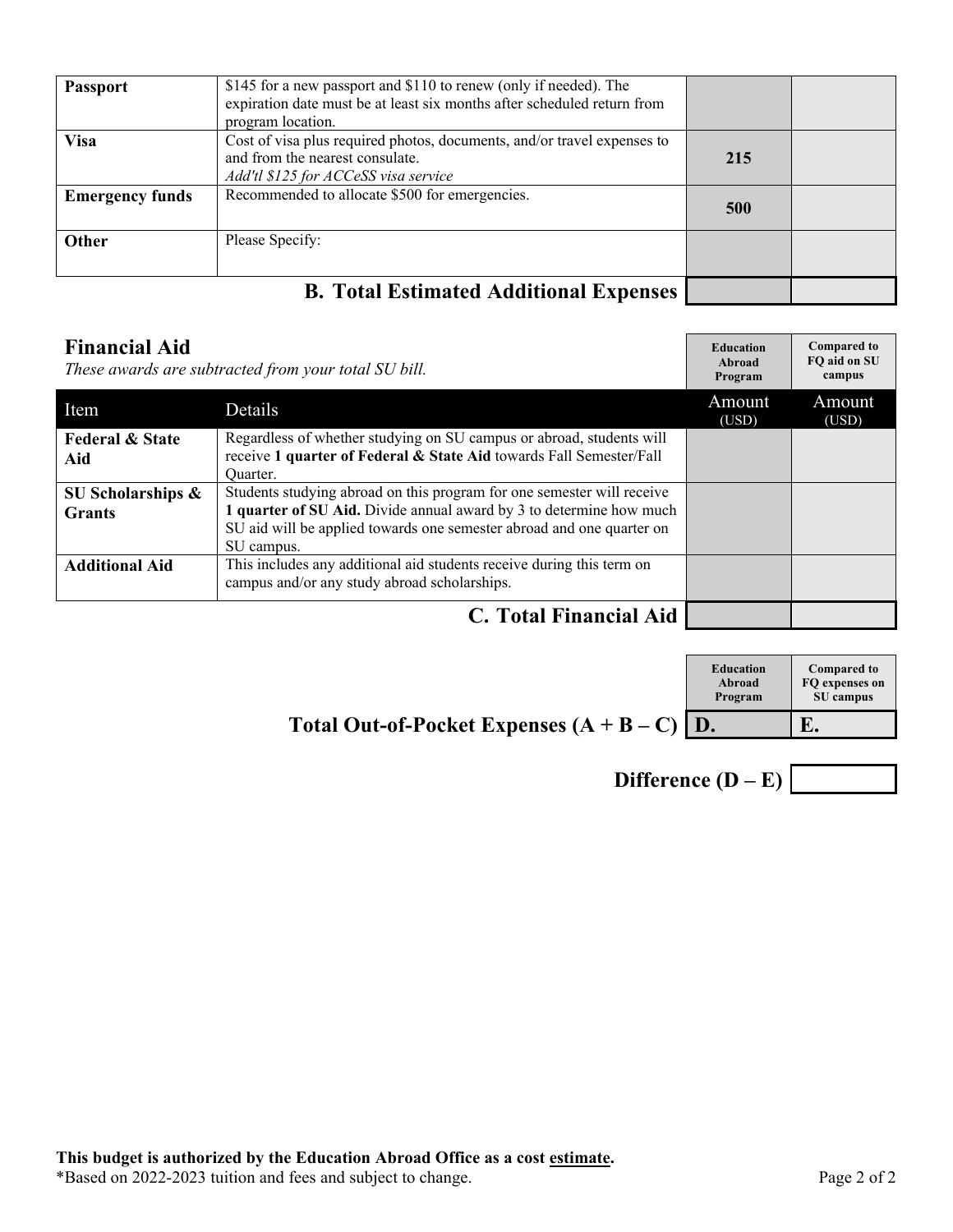| | | | |
|---|---|---|---|
| **Passport** | $145 for a new passport and $110 to renew (only if needed). The expiration date must be at least six months after scheduled return from program location. | | |
| **Visa** | Cost of visa plus required photos, documents, and/or travel expenses to and from the nearest consulate. *Add'tl $125 for ACCeSS visa service* | 215 | |
| **Emergency funds** | Recommended to allocate $500 for emergencies. | 500 | |
| **Other** | Please Specify: | | |
| | **B. Total Estimated Additional Expenses** | | |

## Financial Aid

*These awards are subtracted from your total SU bill.*

| | | Education Abroad Program | Compared to FQ aid on SU campus |
|---|---|---|---|
| **Item** | **Details** | **Amount (USD)** | **Amount (USD)** |
| **Federal & State Aid** | Regardless of whether studying on SU campus or abroad, students will receive **1 quarter of Federal & State Aid** towards Fall Semester/Fall Quarter. | | |
| **SU Scholarships & Grants** | Students studying abroad on this program for one semester will receive **1 quarter of SU Aid.** Divide annual award by 3 to determine how much SU aid will be applied towards one semester abroad and one quarter on SU campus. | | |
| **Additional Aid** | This includes any additional aid students receive during this term on campus and/or any study abroad scholarships. | | |
| | **C. Total Financial Aid** | | |

| | Education Abroad Program | Compared to FQ expenses on SU campus |
|---|---|---|
| **Total Out-of-Pocket Expenses (A + B – C)** | **D.** | **E.** |
| **Difference (D – E)** | | |

**This budget is authorized by the Education Abroad Office as a cost estimate.**

*Based on 2022-2023 tuition and fees and subject to change.